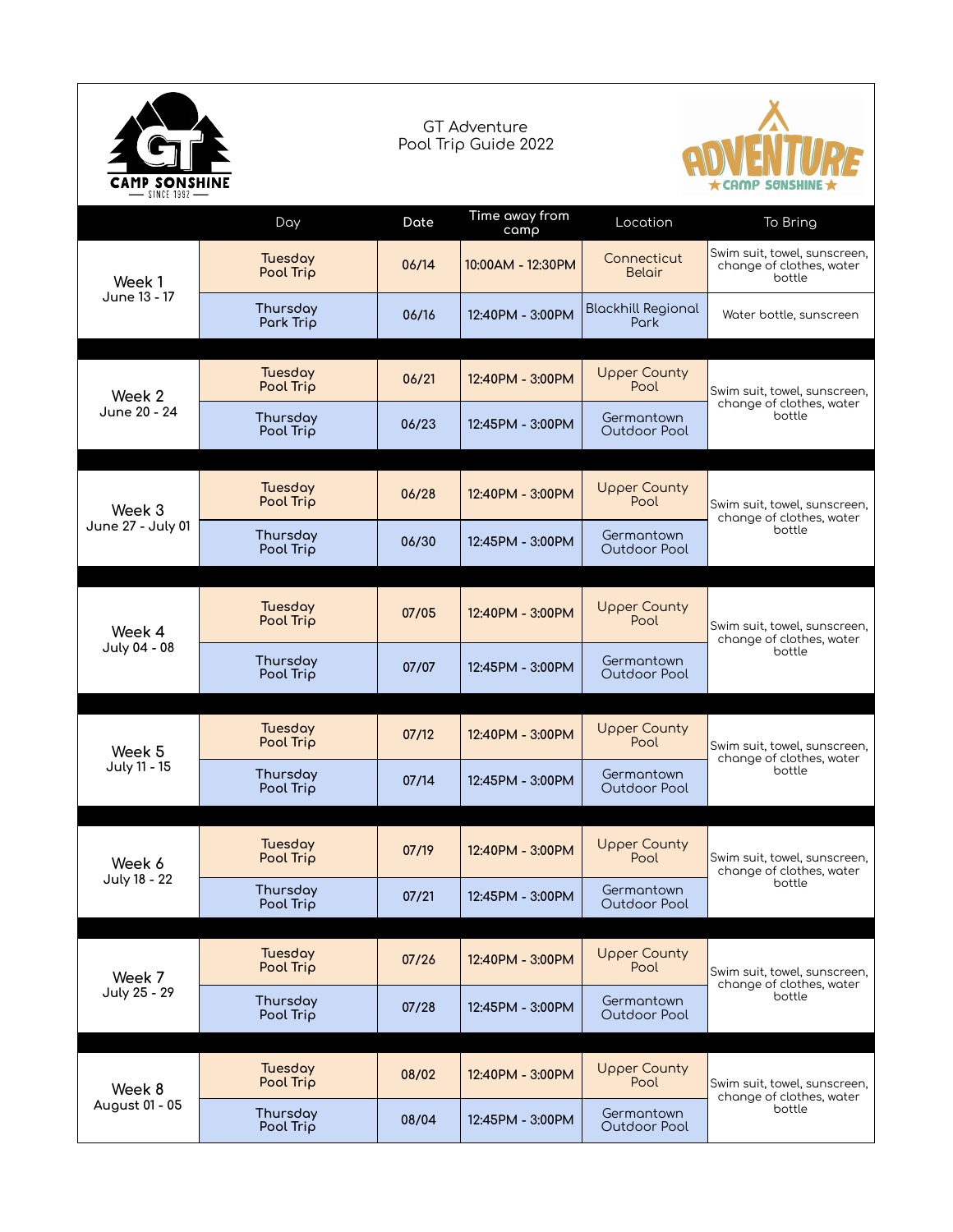CAMP SONSHINE
SINCE 1992

# GT Adventure
## Pool Trip Guide 2022

ADVENTURE
★ CAMP SONSHINE ★

| | Day | Date | Time away from camp | Location | To Bring |
|---|---|---|---|---|---|
| Week 1 June 13 - 17 | Tuesday Pool Trip | 06/14 | 10:00AM - 12:30PM | Connecticut Belair | Swim suit, towel, sunscreen, change of clothes, water bottle |
| | Thursday Park Trip | 06/16 | 12:40PM - 3:00PM | Blackhill Regional Park | Water bottle, sunscreen |
| Week 2 June 20 - 24 | Tuesday Pool Trip | 06/21 | 12:40PM - 3:00PM | Upper County Pool | Swim suit, towel, sunscreen, change of clothes, water bottle |
| | Thursday Pool Trip | 06/23 | 12:45PM - 3:00PM | Germantown Outdoor Pool | |
| Week 3 June 27 - July 01 | Tuesday Pool Trip | 06/28 | 12:40PM - 3:00PM | Upper County Pool | Swim suit, towel, sunscreen, change of clothes, water bottle |
| | Thursday Pool Trip | 06/30 | 12:45PM - 3:00PM | Germantown Outdoor Pool | |
| Week 4 July 04 - 08 | Tuesday Pool Trip | 07/05 | 12:40PM - 3:00PM | Upper County Pool | Swim suit, towel, sunscreen, change of clothes, water bottle |
| | Thursday Pool Trip | 07/07 | 12:45PM - 3:00PM | Germantown Outdoor Pool | |
| Week 5 July 11 - 15 | Tuesday Pool Trip | 07/12 | 12:40PM - 3:00PM | Upper County Pool | Swim suit, towel, sunscreen, change of clothes, water bottle |
| | Thursday Pool Trip | 07/14 | 12:45PM - 3:00PM | Germantown Outdoor Pool | |
| Week 6 July 18 - 22 | Tuesday Pool Trip | 07/19 | 12:40PM - 3:00PM | Upper County Pool | Swim suit, towel, sunscreen, change of clothes, water bottle |
| | Thursday Pool Trip | 07/21 | 12:45PM - 3:00PM | Germantown Outdoor Pool | |
| Week 7 July 25 - 29 | Tuesday Pool Trip | 07/26 | 12:40PM - 3:00PM | Upper County Pool | Swim suit, towel, sunscreen, change of clothes, water bottle |
| | Thursday Pool Trip | 07/28 | 12:45PM - 3:00PM | Germantown Outdoor Pool | |
| Week 8 August 01 - 05 | Tuesday Pool Trip | 08/02 | 12:40PM - 3:00PM | Upper County Pool | Swim suit, towel, sunscreen, change of clothes, water bottle |
| | Thursday Pool Trip | 08/04 | 12:45PM - 3:00PM | Germantown Outdoor Pool | |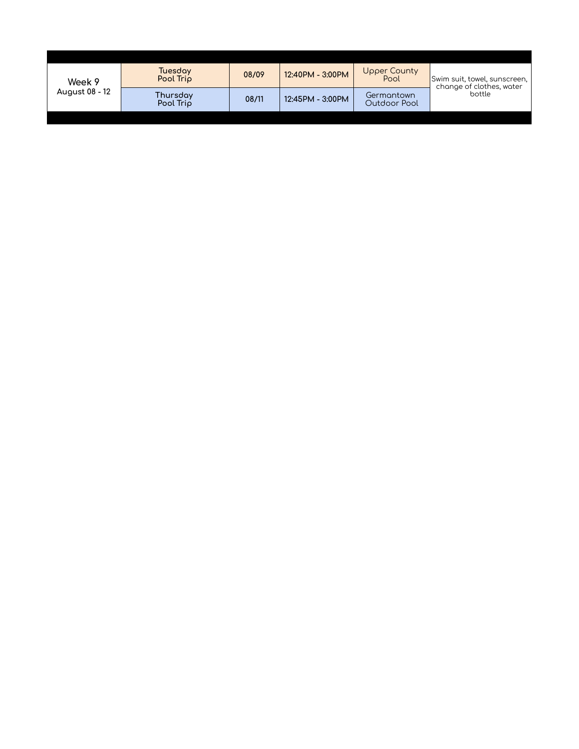| | | | | | |
|---|---|---|---|---|---|
| Week 9 August 08 - 12 | Tuesday Pool Trip | 08/09 | 12:40PM - 3:00PM | Upper County Pool | Swim suit, towel, sunscreen, change of clothes, water bottle |
| | Thursday Pool Trip | 08/11 | 12:45PM - 3:00PM | Germantown Outdoor Pool | |